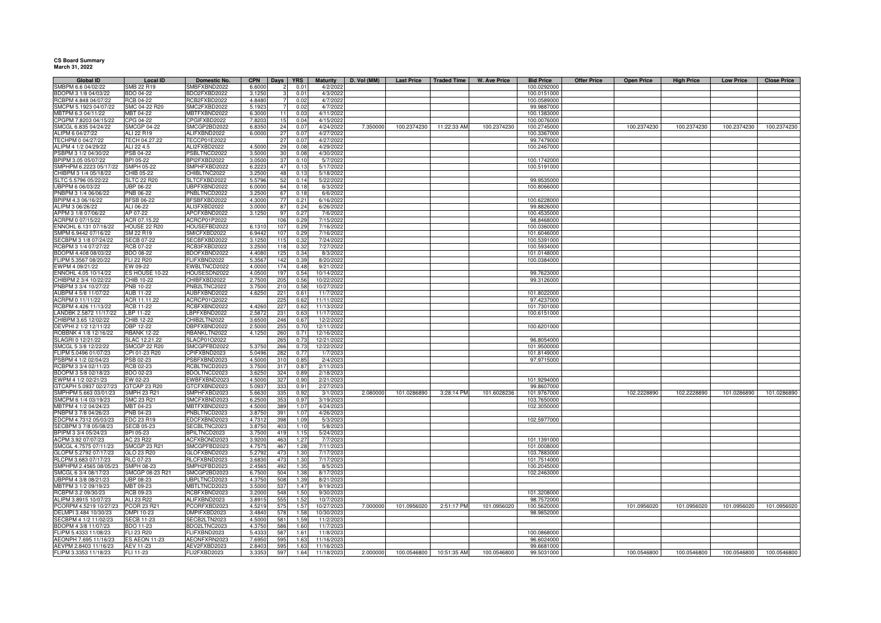**CS Board Summary**
**March 31, 2022**

| Global ID | Local ID | Domestic No. | CPN | Days | YRS | Maturity | D. Vol (MM) | Last Price | Traded Time | W. Ave Price | Bid Price | Offer Price | Open Price | High Price | Low Price | Close Price |
|---|---|---|---|---|---|---|---|---|---|---|---|---|---|---|---|---|
| SMBPM 6.6 04/02/22 | SMB 22 R19 | SMBFXBND2022 | 6.6000 | 2 | 0.01 | 4/2/2022 | | | | | 100.0292000 | | | | | |
| BDOPM 3 1/8 04/03/22 | BDO 04-22 | BDO2FXBD2022 | 3.1250 | 3 | 0.01 | 4/3/2022 | | | | | 100.0151000 | | | | | |
| RCBPM 4.848 04/07/22 | RCB 04-22 | RCB2FXBD2022 | 4.8480 | 7 | 0.02 | 4/7/2022 | | | | | 100.0589000 | | | | | |
| SMCPM 5.1923 04/07/22 | SMC 04-22 R20 | SMC2FXBD2022 | 5.1923 | 7 | 0.02 | 4/7/2022 | | | | | 99.9887000 | | | | | |
| MBTPM 6.3 04/11/22 | MBT 04-22 | MBTFXBND2022 | 6.3000 | 11 | 0.03 | 4/11/2022 | | | | | 100.1383000 | | | | | |
| CPGPM 7.8203 04/15/22 | CPG 04-22 | CPGIFXBD2022 | 7.8203 | 15 | 0.04 | 4/15/2022 | | | | | 100.0076000 | | | | | |
| SMCGL 6.835 04/24/22 | SMCGP 04-22 | SMCGP2BD2022 | 6.8350 | 24 | 0.07 | 4/24/2022 | 7.350000 | 100.2374230 | 11:22:33 AM | 100.2374230 | 100.2745000 | | 100.2374230 | 100.2374230 | 100.2374230 | 100.2374230 |
| ALIPM 6 04/27/22 | ALI 22 R19 | ALIFXBND2022 | 6.0000 | 27 | 0.07 | 4/27/2022 | | | | | 100.3367000 | | | | | |
| TECHPM 0 04/27/22 | TECH 04.27.22 | TECCP01E2022 | | 27 | 0.07 | 4/27/2022 | | | | | 99.7479000 | | | | | |
| ALIPM 4 1/2 04/29/22 | ALI 22 4.5 | ALI2FXBD2022 | 4.5000 | 29 | 0.08 | 4/29/2022 | | | | | 100.2467000 | | | | | |
| PSBPM 3 1/2 04/30/22 | PSB 04-22 | PSBLTNCD2022 | 3.5000 | 30 | 0.08 | 4/30/2022 | | | | | | | | | | |
| BPIPM 3.05 05/07/22 | BPI 05-22 | BPI2FXBD2022 | 3.0500 | 37 | 0.10 | 5/7/2022 | | | | | 100.1742000 | | | | | |
| SMPHPM 6.2223 05/17/22 | SMPH 05-22 | SMPHFXBD2022 | 6.2223 | 47 | 0.13 | 5/17/2022 | | | | | 100.5191000 | | | | | |
| CHIBPM 3 1/4 05/18/22 | CHIB 05-22 | CHIBLTNC2022 | 3.2500 | 48 | 0.13 | 5/18/2022 | | | | | | | | | | |
| SLTC 5.5796 05/22/22 | SLTC 22 R20 | SLTCFXBD2022 | 5.5796 | 52 | 0.14 | 5/22/2022 | | | | | 99.9535000 | | | | | |
| UBPPM 6 06/03/22 | UBP 06-22 | UBPFXBND2022 | 6.0000 | 64 | 0.18 | 6/3/2022 | | | | | 100.8066000 | | | | | |
| PNBPM 3 1/4 06/06/22 | PNB 06-22 | PNBLTNCD2022 | 3.2500 | 67 | 0.18 | 6/6/2022 | | | | | | | | | | |
| BPIPM 4.3 06/16/22 | BFSB 06-22 | BFSBFXBD2022 | 4.3000 | 77 | 0.21 | 6/16/2022 | | | | | 100.6228000 | | | | | |
| ALIPM 3 06/26/22 | ALI 06-22 | ALI3FXBD2022 | 3.0000 | 87 | 0.24 | 6/26/2022 | | | | | 99.8826000 | | | | | |
| APPM 3 1/8 07/06/22 | AP 07-22 | APCFXBND2022 | 3.1250 | 97 | 0.27 | 7/6/2022 | | | | | 100.4535000 | | | | | |
| ACRPM 0 07/15/22 | ACR 07.15.22 | ACRCP01P2022 | | 106 | 0.29 | 7/15/2022 | | | | | 98.8468000 | | | | | |
| ENNOHL 6.131 07/16/22 | HOUSE 22 R20 | HOUSEFBD2022 | 6.1310 | 107 | 0.29 | 7/16/2022 | | | | | 100.0360000 | | | | | |
| SMPM 6.9442 07/16/22 | SM 22 R19 | SMICFXBD2022 | 6.9442 | 107 | 0.29 | 7/16/2022 | | | | | 101.6046000 | | | | | |
| SECBPM 3 1/8 07/24/22 | SECB 07-22 | SECBFXBD2022 | 3.1250 | 115 | 0.32 | 7/24/2022 | | | | | 100.5391000 | | | | | |
| RCBPM 3 1/4 07/27/22 | RCB 07-22 | RCB3FXBD2022 | 3.2500 | 118 | 0.32 | 7/27/2022 | | | | | 100.5934000 | | | | | |
| BDOPM 4.408 08/03/22 | BDO 08-22 | BDOFXBND2022 | 4.4080 | 125 | 0.34 | 8/3/2022 | | | | | 101.0148000 | | | | | |
| FLIPM 5.3567 08/20/22 | FLI 22 R20 | FLIFXBND2022 | 5.3567 | 142 | 0.39 | 8/20/2022 | | | | | 100.0384000 | | | | | |
| EWPM 4 09/21/22 | EW 09-22 | EWBLTNCD2022 | 4.0000 | 174 | 0.48 | 9/21/2022 | | | | | | | | | | |
| ENNOHL 4.05 10/14/22 | ES HOUSE 10-22 | HOUSESDN2022 | 4.0500 | 197 | 0.54 | 10/14/2022 | | | | | 99.7623000 | | | | | |
| CHIBPM 2 3/4 10/22/22 | CHIB 10-22 | CHIBFXBD2022 | 2.7500 | 205 | 0.56 | 10/22/2022 | | | | | 99.3126000 | | | | | |
| PNBPM 3 3/4 10/27/22 | PNB 10-22 | PNB2LTNC2022 | 3.7500 | 210 | 0.58 | 10/27/2022 | | | | | | | | | | |
| AUBPM 4 5/8 11/07/22 | AUB 11-22 | AUBFXBND2022 | 4.6250 | 221 | 0.61 | 11/7/2022 | | | | | 101.8022000 | | | | | |
| ACRPM 0 11/11/22 | ACR 11.11.22 | ACRCP01Q2022 | | 225 | 0.62 | 11/11/2022 | | | | | 97.4237000 | | | | | |
| RCBPM 4.426 11/13/22 | RCB 11-22 | RCBFXBND2022 | 4.4260 | 227 | 0.62 | 11/13/2022 | | | | | 101.7301000 | | | | | |
| LANDBK 2.5872 11/17/22 | LBP 11-22 | LBPFXBND2022 | 2.5872 | 231 | 0.63 | 11/17/2022 | | | | | 100.6151000 | | | | | |
| CHIBPM 3.65 12/02/22 | CHIB 12-22 | CHIB2LTN2022 | 3.6500 | 246 | 0.67 | 12/2/2022 | | | | | | | | | | |
| DEVPHI 2 1/2 12/11/22 | DBP 12-22 | DBPFXBND2022 | 2.5000 | 255 | 0.70 | 12/11/2022 | | | | | 100.6201000 | | | | | |
| ROBBNK 4 1/8 12/16/22 | RBANK 12-22 | RBANKLTN2022 | 4.1250 | 260 | 0.71 | 12/16/2022 | | | | | | | | | | |
| SLAGRI 0 12/21/22 | SLAC 12.21.22 | SLACP01O2022 | | 265 | 0.73 | 12/21/2022 | | | | | 96.8054000 | | | | | |
| SMCGL 5 3/8 12/22/22 | SMCGP 22 R20 | SMCGPFBD2022 | 5.3750 | 266 | 0.73 | 12/22/2022 | | | | | 101.9500000 | | | | | |
| FLIPM 5.0496 01/07/23 | CPI 01-23 R20 | CPIFXBND2023 | 5.0496 | 282 | 0.77 | 1/7/2023 | | | | | 101.8149000 | | | | | |
| PSBPM 4 1/2 02/04/23 | PSB 02-23 | PSBFXBND2023 | 4.5000 | 310 | 0.85 | 2/4/2023 | | | | | 97.9715000 | | | | | |
| RCBPM 3 3/4 02/11/23 | RCB 02-23 | RCBLTNCD2023 | 3.7500 | 317 | 0.87 | 2/11/2023 | | | | | | | | | | |
| BDOPM 3 5/8 02/18/23 | BDO 02-23 | BDOLTNCD2023 | 3.6250 | 324 | 0.89 | 2/18/2023 | | | | | | | | | | |
| EWPM 4 1/2 02/21/23 | EW 02-23 | EWBFXBND2023 | 4.5000 | 327 | 0.90 | 2/21/2023 | | | | | 101.9294000 | | | | | |
| GTCAPH 5.0937 02/27/23 | GTCAP 23 R20 | GTCFXBND2023 | 5.0937 | 333 | 0.91 | 2/27/2023 | | | | | 99.8607000 | | | | | |
| SMPHPM 5.663 03/01/23 | SMPH 23 R21 | SMPHFXBD2023 | 5.6630 | 335 | 0.92 | 3/1/2023 | 2.080000 | 101.0286890 | 3:28:14 PM | 101.6028236 | 101.9767000 | | 102.2228890 | 102.2228890 | 101.0286890 | 101.0286890 |
| SMCPM 6 1/4 03/19/23 | SMC 23 R21 | SMCFXBND2023 | 6.2500 | 353 | 0.97 | 3/19/2023 | | | | | 103.7650000 | | | | | |
| MBTPM 4 1/2 04/24/23 | MBT 04-23 | MBTFXBND2023 | 4.5000 | 389 | 1.07 | 4/24/2023 | | | | | 102.3050000 | | | | | |
| PNBPM 3 7/8 04/26/23 | PNB 04-23 | PNBLTNCD2023 | 3.8750 | 391 | 1.07 | 4/26/2023 | | | | | | | | | | |
| EDCPM 4.7312 05/03/23 | EDC 23 R19 | EDCFXBND2023 | 4.7312 | 398 | 1.09 | 5/3/2023 | | | | | 102.5977000 | | | | | |
| SECBPM 3 7/8 05/08/23 | SECB 05-23 | SECBLTNC2023 | 3.8750 | 403 | 1.10 | 5/8/2023 | | | | | | | | | | |
| BPIPM 3 3/4 05/24/23 | BPI 05-23 | BPILTNCD2023 | 3.7500 | 419 | 1.15 | 5/24/2023 | | | | | | | | | | |
| ACPM 3.92 07/07/23 | AC 23 R22 | ACFXBOND2023 | 3.9200 | 463 | 1.27 | 7/7/2023 | | | | | 101.1391000 | | | | | |
| SMCGL 4.7575 07/11/23 | SMCGP 23 R21 | SMCGPFBD2023 | 4.7575 | 467 | 1.28 | 7/11/2023 | | | | | 101.0008000 | | | | | |
| GLOPM 5.2792 07/17/23 | GLO 23 R20 | GLOFXBND2023 | 5.2792 | 473 | 1.30 | 7/17/2023 | | | | | 103.7883000 | | | | | |
| RLCPM 3.683 07/17/23 | RLC 07-23 | RLCFXBND2023 | 3.6830 | 473 | 1.30 | 7/17/2023 | | | | | 101.7514000 | | | | | |
| SMPHPM 2.4565 08/05/23 | SMPH 08-23 | SMPH2FBD2023 | 2.4565 | 492 | 1.35 | 8/5/2023 | | | | | 100.2045000 | | | | | |
| SMCGL 6 3/4 08/17/23 | SMCGP 08-23 R21 | SMCGP2BD2023 | 6.7500 | 504 | 1.38 | 8/17/2023 | | | | | 102.2463000 | | | | | |
| UBPPM 4 3/8 08/21/23 | UBP 08-23 | UBPLTNCD2023 | 4.3750 | 508 | 1.39 | 8/21/2023 | | | | | | | | | | |
| MBTPM 3 1/2 09/19/23 | MBT 09-23 | MBTLTNCD2023 | 3.5000 | 537 | 1.47 | 9/19/2023 | | | | | | | | | | |
| RCBPM 3.2 09/30/23 | RCB 09-23 | RCBFXBND2023 | 3.2000 | 548 | 1.50 | 9/30/2023 | | | | | 101.3208000 | | | | | |
| ALIPM 3.8915 10/07/23 | ALI 23 R22 | ALIFXBND2023 | 3.8915 | 555 | 1.52 | 10/7/2023 | | | | | 98.7572000 | | | | | |
| PCORPM 4.5219 10/27/23 | PCOR 23 R21 | PCORFXBD2023 | 4.5219 | 575 | 1.57 | 10/27/2023 | 7.000000 | 101.0956020 | 2:51:17 PM | 101.0956020 | 100.5620000 | | 101.0956020 | 101.0956020 | 101.0956020 | 101.0956020 |
| DELMPI 3.484 10/30/23 | DMPI 10-23 | DMPIFXBD2023 | 3.4840 | 578 | 1.58 | 10/30/2023 | | | | | 98.9852000 | | | | | |
| SECBPM 4 1/2 11/02/23 | SECB 11-23 | SECB2LTN2023 | 4.5000 | 581 | 1.59 | 11/2/2023 | | | | | | | | | | |
| BDOPM 4 3/8 11/07/23 | BDO 11-23 | BDO2LTNC2023 | 4.3750 | 586 | 1.60 | 11/7/2023 | | | | | | | | | | |
| FLIPM 5.4333 11/08/23 | FLI 23 R20 | FLIFXBND2023 | 5.4333 | 587 | 1.61 | 11/8/2023 | | | | | 100.0868000 | | | | | |
| AEONPH 7.695 11/16/23 | ES AEON 11-23 | AEONFXRN2023 | 7.6950 | 595 | 1.63 | 11/16/2023 | | | | | 96.6024000 | | | | | |
| AEVPM 2.8403 11/16/23 | AEV 11-23 | AEV2FXBD2023 | 2.8403 | 595 | 1.63 | 11/16/2023 | | | | | 99.6681000 | | | | | |
| FLIPM 3.3353 11/18/23 | FLI 11-23 | FLI2FXBD2023 | 3.3353 | 597 | 1.64 | 11/18/2023 | 2.000000 | 100.0546800 | 10:51:35 AM | 100.0546800 | 99.5031000 | | 100.0546800 | 100.0546800 | 100.0546800 | 100.0546800 |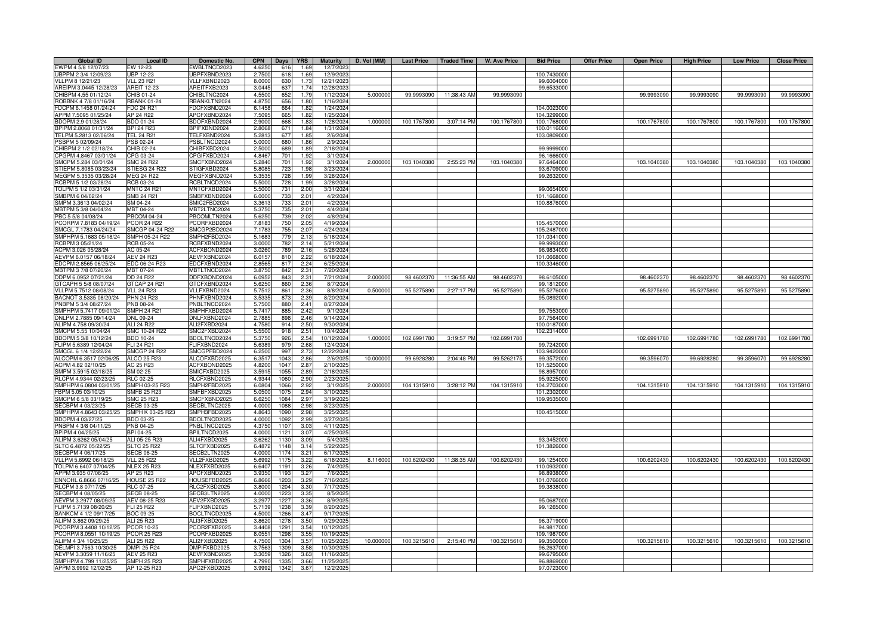| Global ID | Local ID | Domestic No. | CPN | Days | YRS | Maturity | D. Vol (MM) | Last Price | Traded Time | W. Ave Price | Bid Price | Offer Price | Open Price | High Price | Low Price | Close Price |
|---|---|---|---|---|---|---|---|---|---|---|---|---|---|---|---|---|
| EWPM 4 5/8 12/07/23 | EW 12-23 | EWBLTNCD2023 | 4.6250 | 616 | 1.69 | 12/7/2023 | | | | | | | | | | |
| UBPPM 2 3/4 12/09/23 | UBP 12-23 | UBPFXBND2023 | 2.7500 | 618 | 1.69 | 12/9/2023 | | | | | 100.7430000 | | | | | |
| VLLPM 8 12/21/23 | VLL 23 R21 | VLLFXBND2023 | 8.0000 | 630 | 1.73 | 12/21/2023 | | | | | 99.6004000 | | | | | |
| AREIPM 3.0445 12/28/23 | AREIT 12-23 | AREITFXB2023 | 3.0445 | 637 | 1.74 | 12/28/2023 | | | | | 99.6533000 | | | | | |
| CHIBPM 4.55 01/12/24 | CHIB 01-24 | CHIBLTNC2024 | 4.5500 | 652 | 1.79 | 1/12/2024 | 5.000000 | 99.9993090 | 11:38:43 AM | 99.9993090 | | | 99.9993090 | 99.9993090 | 99.9993090 | 99.9993090 |
| ROBBNK 4 7/8 01/16/24 | RBANK 01-24 | RBANKLTN2024 | 4.8750 | 656 | 1.80 | 1/16/2024 | | | | | | | | | | |
| FDCPM 6.1458 01/24/24 | FDC 24 R21 | FDCFXBND2024 | 6.1458 | 664 | 1.82 | 1/24/2024 | | | | | 104.0023000 | | | | | |
| APPM 7.5095 01/25/24 | AP 24 R22 | APCFXBND2024 | 7.5095 | 665 | 1.82 | 1/25/2024 | | | | | 104.3299000 | | | | | |
| BDOPM 2.9 01/28/24 | BDO 01-24 | BDOFXBND2024 | 2.9000 | 668 | 1.83 | 1/28/2024 | 1.000000 | 100.1767800 | 3:07:14 PM | 100.1767800 | 100.1768000 | | 100.1767800 | 100.1767800 | 100.1767800 | 100.1767800 |
| BPIPM 2.8068 01/31/24 | BPI 24 R23 | BPIFXBND2024 | 2.8068 | 671 | 1.84 | 1/31/2024 | | | | | 100.0116000 | | | | | |
| TELPM 5.2813 02/06/24 | TEL 24 R21 | TELFXBND2024 | 5.2813 | 677 | 1.85 | 2/6/2024 | | | | | 103.0809000 | | | | | |
| PSBPM 5 02/09/24 | PSB 02-24 | PSBLTNCD2024 | 5.0000 | 680 | 1.86 | 2/9/2024 | | | | | | | | | | |
| CHIBPM 2 1/2 02/18/24 | CHIB 02-24 | CHIBFXBD2024 | 2.5000 | 689 | 1.89 | 2/18/2024 | | | | | 99.9999000 | | | | | |
| CPGPM 4.8467 03/01/24 | CPG 03-24 | CPGIFXBD2024 | 4.8467 | 701 | 1.92 | 3/1/2024 | | | | | 96.1666000 | | | | | |
| SMCPM 5.284 03/01/24 | SMC 24 R22 | SMCFXBND2024 | 5.2840 | 701 | 1.92 | 3/1/2024 | 2.000000 | 103.1040380 | 2:55:23 PM | 103.1040380 | 97.6464000 | | 103.1040380 | 103.1040380 | 103.1040380 | 103.1040380 |
| STIEPM 5.8085 03/23/24 | STIESG 24 R22 | STIGFXBD2024 | 5.8085 | 723 | 1.98 | 3/23/2024 | | | | | 93.6709000 | | | | | |
| MEGPM 5.3535 03/28/24 | MEG 24 R22 | MEGFXBND2024 | 5.3535 | 728 | 1.99 | 3/28/2024 | | | | | 99.2632000 | | | | | |
| RCBPM 5 1/2 03/28/24 | RCB 03-24 | RCBLTNCD2024 | 5.5000 | 728 | 1.99 | 3/28/2024 | | | | | | | | | | |
| TOLPM 5 1/2 03/31/24 | MNTC 24 R21 | MNTCFXBD2024 | 5.5000 | 731 | 2.00 | 3/31/2024 | | | | | 99.0654000 | | | | | |
| SMBPM 6 04/02/24 | SMB 24 R21 | SMBFXBND2024 | 6.0000 | 733 | 2.01 | 4/2/2024 | | | | | 101.1668000 | | | | | |
| SMPM 3.3613 04/02/24 | SM 04-24 | SMIC2FBD2024 | 3.3613 | 733 | 2.01 | 4/2/2024 | | | | | 100.8876000 | | | | | |
| MBTPM 5 3/8 04/04/24 | MBT 04-24 | MBT2LTNC2024 | 5.3750 | 735 | 2.01 | 4/4/2024 | | | | | | | | | | |
| PBC 5 5/8 04/08/24 | PBCOM 04-24 | PBCOMLTN2024 | 5.6250 | 739 | 2.02 | 4/8/2024 | | | | | | | | | | |
| PCORPM 7.8183 04/19/24 | PCOR 24 R22 | PCORFXBD2024 | 7.8183 | 750 | 2.05 | 4/19/2024 | | | | | 105.4570000 | | | | | |
| SMCGL 7.1783 04/24/24 | SMCGP 04-24 R22 | SMCGP2BD2024 | 7.1783 | 755 | 2.07 | 4/24/2024 | | | | | 105.2487000 | | | | | |
| SMPHPM 5.1683 05/18/24 | SMPH 05-24 R22 | SMPH2FBD2024 | 5.1683 | 779 | 2.13 | 5/18/2024 | | | | | 101.0341000 | | | | | |
| RCBPM 3 05/21/24 | RCB 05-24 | RCBFXBND2024 | 3.0000 | 782 | 2.14 | 5/21/2024 | | | | | 99.9993000 | | | | | |
| ACPM 3.026 05/28/24 | AC 05-24 | ACFXBOND2024 | 3.0260 | 789 | 2.16 | 5/28/2024 | | | | | 96.9834000 | | | | | |
| AEVPM 6.0157 06/18/24 | AEV 24 R23 | AEVFXBND2024 | 6.0157 | 810 | 2.22 | 6/18/2024 | | | | | 101.0668000 | | | | | |
| EDCPM 2.8565 06/25/24 | EDC 06-24 R23 | EDCFXBND2024 | 2.8565 | 817 | 2.24 | 6/25/2024 | | | | | 100.3346000 | | | | | |
| MBTPM 3 7/8 07/20/24 | MBT 07-24 | MBTLTNCD2024 | 3.8750 | 842 | 2.31 | 7/20/2024 | | | | | | | | | | |
| DDPM 6.0952 07/21/24 | DD 24 R22 | DDFXBOND2024 | 6.0952 | 843 | 2.31 | 7/21/2024 | 2.000000 | 98.4602370 | 11:36:55 AM | 98.4602370 | 98.6105000 | | 98.4602370 | 98.4602370 | 98.4602370 | 98.4602370 |
| GTCAPH 5 5/8 08/07/24 | GTCAP 24 R21 | GTCFXBND2024 | 5.6250 | 860 | 2.36 | 8/7/2024 | | | | | 99.1812000 | | | | | |
| VLLPM 5.7512 08/08/24 | VLL 24 R23 | VLLFXBND2024 | 5.7512 | 861 | 2.36 | 8/8/2024 | 0.500000 | 95.5275890 | 2:27:17 PM | 95.5275890 | 95.5276000 | | 95.5275890 | 95.5275890 | 95.5275890 | 95.5275890 |
| BACNOT 3.5335 08/20/24 | PHN 24 R23 | PHNFXBND2024 | 3.5335 | 873 | 2.39 | 8/20/2024 | | | | | 95.0892000 | | | | | |
| PNBPM 5 3/4 08/27/24 | PNB 08-24 | PNBLTNCD2024 | 5.7500 | 880 | 2.41 | 8/27/2024 | | | | | | | | | | |
| SMPHPM 5.7417 09/01/24 | SMPH 24 R21 | SMPHFXBD2024 | 5.7417 | 885 | 2.42 | 9/1/2024 | | | | | 99.7553000 | | | | | |
| DNLPM 2.7885 09/14/24 | DNL 09-24 | DNLFXBND2024 | 2.7885 | 898 | 2.46 | 9/14/2024 | | | | | 97.7564000 | | | | | |
| ALIPM 4.758 09/30/24 | ALI 24 R22 | ALI2FXBD2024 | 4.7580 | 914 | 2.50 | 9/30/2024 | | | | | 100.0187000 | | | | | |
| SMCPM 5.55 10/04/24 | SMC 10-24 R22 | SMC2FXBD2024 | 5.5500 | 918 | 2.51 | 10/4/2024 | | | | | 102.2314000 | | | | | |
| BDOPM 5 3/8 10/12/24 | BDO 10-24 | BDOLTNCD2024 | 5.3750 | 926 | 2.54 | 10/12/2024 | 1.000000 | 102.6991780 | 3:19:57 PM | 102.6991780 | | | 102.6991780 | 102.6991780 | 102.6991780 | 102.6991780 |
| FLIPM 5.6389 12/04/24 | FLI 24 R21 | FLIFXBND2024 | 5.6389 | 979 | 2.68 | 12/4/2024 | | | | | 99.7242000 | | | | | |
| SMCGL 6 1/4 12/22/24 | SMCGP 24 R22 | SMCGPFBD2024 | 6.2500 | 997 | 2.73 | 12/22/2024 | | | | | 103.9420000 | | | | | |
| ALCOPM 6.3517 02/06/25 | ALCO 25 R23 | ALCOFXBD2025 | 6.3517 | 1043 | 2.86 | 2/6/2025 | 10.000000 | 99.6928280 | 2:04:48 PM | 99.5262175 | 99.3572000 | | 99.3596070 | 99.6928280 | 99.3596070 | 99.6928280 |
| ACPM 4.82 02/10/25 | AC 25 R23 | ACFXBOND2025 | 4.8200 | 1047 | 2.87 | 2/10/2025 | | | | | 101.5250000 | | | | | |
| SMPM 3.5915 02/18/25 | SM 02-25 | SMICFXBD2025 | 3.5915 | 1055 | 2.89 | 2/18/2025 | | | | | 98.8957000 | | | | | |
| RLCPM 4.9344 02/23/25 | RLC 02-25 | RLCFXBND2025 | 4.9344 | 1060 | 2.90 | 2/23/2025 | | | | | 95.9225000 | | | | | |
| SMPHPM 6.0804 03/01/25 | SMPH 03-25 R23 | SMPH2FBD2025 | 6.0804 | 1066 | 2.92 | 3/1/2025 | 2.000000 | 104.1315910 | 3:28:12 PM | 104.1315910 | 104.2703000 | | 104.1315910 | 104.1315910 | 104.1315910 | 104.1315910 |
| FBPM 5.05 03/10/25 | SMFB 25 R23 | SMFBFXBD2025 | 5.0500 | 1075 | 2.94 | 3/10/2025 | | | | | 101.2302000 | | | | | |
| SMCPM 6 5/8 03/19/25 | SMC 25 R23 | SMCFXBND2025 | 6.6250 | 1084 | 2.97 | 3/19/2025 | | | | | 109.9535000 | | | | | |
| SECBPM 4 03/23/25 | SECB 03-25 | SECBLTNC2025 | 4.0000 | 1088 | 2.98 | 3/23/2025 | | | | | | | | | | |
| SMPHPM 4.8643 03/25/25 | SMPH K 03-25 R23 | SMPH3FBD2025 | 4.8643 | 1090 | 2.98 | 3/25/2025 | | | | | 100.4515000 | | | | | |
| BDOPM 4 03/27/25 | BDO 03-25 | BDOLTNCD2025 | 4.0000 | 1092 | 2.99 | 3/27/2025 | | | | | | | | | | |
| PNBPM 4 3/8 04/11/25 | PNB 04-25 | PNBLTNCD2025 | 4.3750 | 1107 | 3.03 | 4/11/2025 | | | | | | | | | | |
| BPIPM 4 04/25/25 | BPI 04-25 | BPILTNCD2025 | 4.0000 | 1121 | 3.07 | 4/25/2025 | | | | | | | | | | |
| ALIPM 3.6262 05/04/25 | ALI 05-25 R23 | ALI4FXBD2025 | 3.6262 | 1130 | 3.09 | 5/4/2025 | | | | | 93.3452000 | | | | | |
| SLTC 6.4872 05/22/25 | SLTC 25 R22 | SLTCFXBD2025 | 6.4872 | 1148 | 3.14 | 5/22/2025 | | | | | 101.3826000 | | | | | |
| SECBPM 4 06/17/25 | SECB 06-25 | SECB2LTN2025 | 4.0000 | 1174 | 3.21 | 6/17/2025 | | | | | | | | | | |
| VLLPM 5.6992 06/18/25 | VLL 25 R22 | VLL2FXBD2025 | 5.6992 | 1175 | 3.22 | 6/18/2025 | 8.116000 | 100.6202430 | 11:38:35 AM | 100.6202430 | 99.1254000 | | 100.6202430 | 100.6202430 | 100.6202430 | 100.6202430 |
| TOLPM 6.6407 07/04/25 | NLEX 25 R23 | NLEXFXBD2025 | 6.6407 | 1191 | 3.26 | 7/4/2025 | | | | | 110.0932000 | | | | | |
| APPM 3.935 07/06/25 | AP 25 R23 | APCFXBND2025 | 3.9350 | 1193 | 3.27 | 7/6/2025 | | | | | 98.8938000 | | | | | |
| ENNOHL 6.8666 07/16/25 | HOUSE 25 R22 | HOUSEFBD2025 | 6.8666 | 1203 | 3.29 | 7/16/2025 | | | | | 101.0766000 | | | | | |
| RLCPM 3.8 07/17/25 | RLC 07-25 | RLC2FXBD2025 | 3.8000 | 1204 | 3.30 | 7/17/2025 | | | | | 99.3838000 | | | | | |
| SECBPM 4 08/05/25 | SECB 08-25 | SECB3LTN2025 | 4.0000 | 1223 | 3.35 | 8/5/2025 | | | | | | | | | | |
| AEVPM 3.2977 08/09/25 | AEV 08-25 R23 | AEV2FXBD2025 | 3.2977 | 1227 | 3.36 | 8/9/2025 | | | | | 95.0687000 | | | | | |
| FLIPM 5.7139 08/20/25 | FLI 25 R22 | FLIFXBND2025 | 5.7139 | 1238 | 3.39 | 8/20/2025 | | | | | 99.1265000 | | | | | |
| BANKCM 4 1/2 09/17/25 | BOC 09-25 | BOCLTNCD2025 | 4.5000 | 1266 | 3.47 | 9/17/2025 | | | | | | | | | | |
| ALIPM 3.862 09/29/25 | ALI 25 R23 | ALI3FXBD2025 | 3.8620 | 1278 | 3.50 | 9/29/2025 | | | | | 96.3719000 | | | | | |
| PCORPM 3.4408 10/12/25 | PCOR 10-25 | PCOR2FXB2025 | 3.4408 | 1291 | 3.54 | 10/12/2025 | | | | | 94.9817000 | | | | | |
| PCORPM 8.0551 10/19/25 | PCOR 25 R23 | PCORFXBD2025 | 8.0551 | 1298 | 3.55 | 10/19/2025 | | | | | 109.1987000 | | | | | |
| ALIPM 4 3/4 10/25/25 | ALI 25 R22 | ALI2FXBD2025 | 4.7500 | 1304 | 3.57 | 10/25/2025 | 10.000000 | 100.3215610 | 2:15:40 PM | 100.3215610 | 99.3500000 | | 100.3215610 | 100.3215610 | 100.3215610 | 100.3215610 |
| DELMPI 3.7563 10/30/25 | DMPI 25 R24 | DMPIFXBD2025 | 3.7563 | 1309 | 3.58 | 10/30/2025 | | | | | 96.2637000 | | | | | |
| AEVPM 3.3059 11/16/25 | AEV 25 R23 | AEVFXBND2025 | 3.3059 | 1326 | 3.63 | 11/16/2025 | | | | | 99.6795000 | | | | | |
| SMPHPM 4.799 11/25/25 | SMPH 25 R23 | SMPHFXBD2025 | 4.7990 | 1335 | 3.66 | 11/25/2025 | | | | | 96.8869000 | | | | | |
| APPM 3.9992 12/02/25 | AP 12-25 R23 | APC2FXBD2025 | 3.9992 | 1342 | 3.67 | 12/2/2025 | | | | | 97.0723000 | | | | | |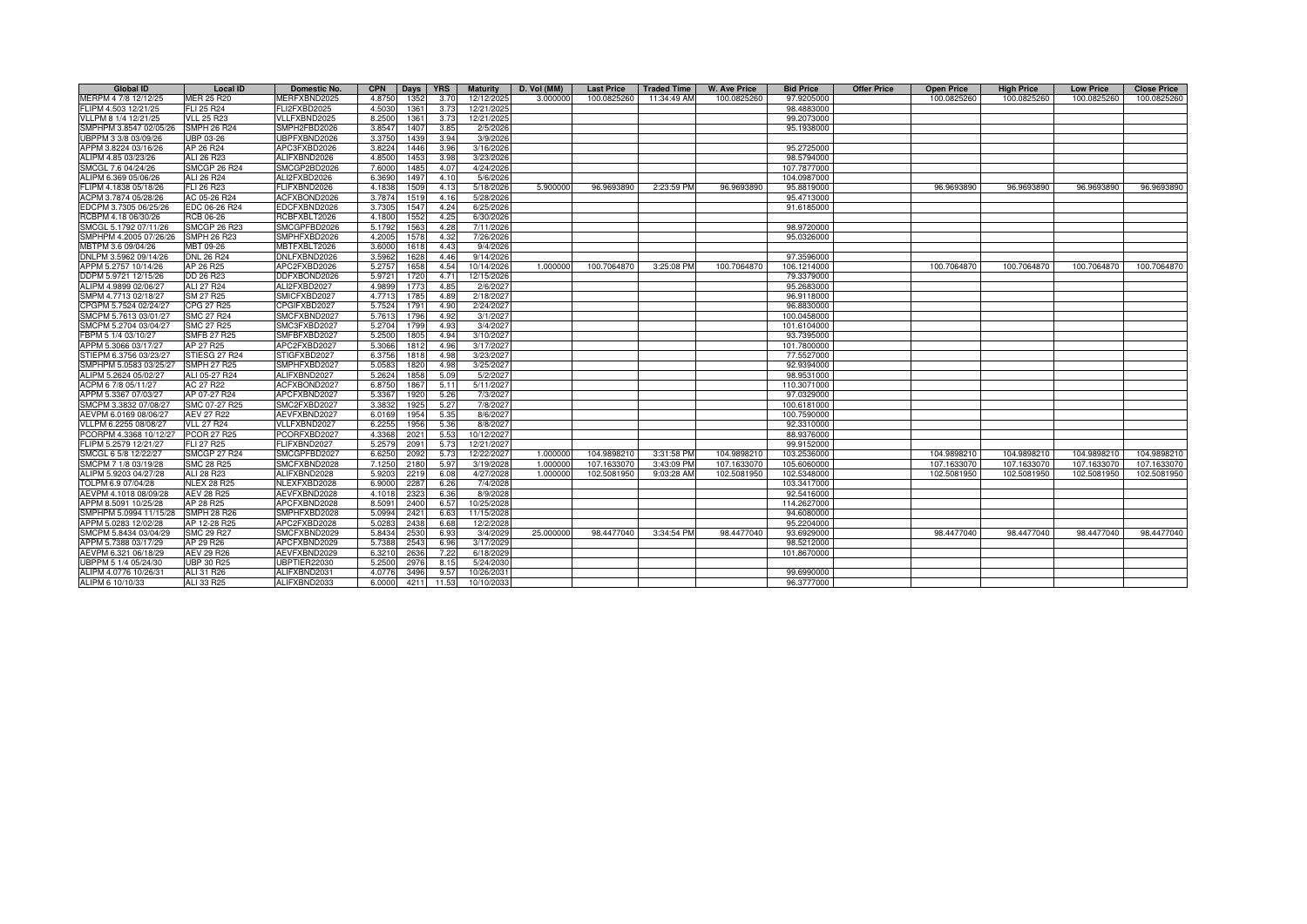| Global ID | Local ID | Domestic No. | CPN | Days | YRS | Maturity | D. Vol (MM) | Last Price | Traded Time | W. Ave Price | Bid Price | Offer Price | Open Price | High Price | Low Price | Close Price |
|---|---|---|---|---|---|---|---|---|---|---|---|---|---|---|---|---|
| MERPM 4 7/8 12/12/25 | MER 25 R20 | MERFXBND2025 | 4.8750 | 1352 | 3.70 | 12/12/2025 | 3.000000 | 100.0825260 | 11:34:49 AM | 100.0825260 | 97.9205000 | | 100.0825260 | 100.0825260 | 100.0825260 | 100.0825260 |
| FLIPM 4.503 12/21/25 | FLI 25 R24 | FLI2FXBD2025 | 4.5030 | 1361 | 3.73 | 12/21/2025 | | | | | 98.4883000 | | | | | |
| VLLPM 8 1/4 12/21/25 | VLL 25 R23 | VLLFXBND2025 | 8.2500 | 1361 | 3.73 | 12/21/2025 | | | | | 99.2073000 | | | | | |
| SMPHPM 3.8547 02/05/26 | SMPH 26 R24 | SMPH2FBD2026 | 3.8547 | 1407 | 3.85 | 2/5/2026 | | | | | 95.1938000 | | | | | |
| UBPPM 3 3/8 03/09/26 | UBP 03-26 | UBPPFXBND2026 | 3.3750 | 1439 | 3.94 | 3/9/2026 | | | | | | | | | | |
| APPM 3.8224 03/16/26 | AP 26 R24 | APC3FXBD2026 | 3.8224 | 1446 | 3.96 | 3/16/2026 | | | | | 95.2725000 | | | | | |
| ALIPM 4.85 03/23/26 | ALI 26 R23 | ALIFXBND2026 | 4.8500 | 1453 | 3.98 | 3/23/2026 | | | | | 98.5794000 | | | | | |
| SMCGL 7.6 04/24/26 | SMCGP 26 R24 | SMCGP2BD2026 | 7.6000 | 1485 | 4.07 | 4/24/2026 | | | | | 107.7877000 | | | | | |
| ALIPM 6.369 05/06/26 | ALI 26 R24 | ALI2FXBD2026 | 6.3690 | 1497 | 4.10 | 5/6/2026 | | | | | 104.0987000 | | | | | |
| FLIPM 4.1838 05/18/26 | FLI 26 R23 | FLIFXBND2026 | 4.1838 | 1509 | 4.13 | 5/18/2026 | 5.900000 | 96.9693890 | 2:23:59 PM | 96.9693890 | 95.8819000 | | 96.9693890 | 96.9693890 | 96.9693890 | 96.9693890 |
| ACPM 3.7874 05/28/26 | AC 05-26 R24 | ACFXBOND2026 | 3.7874 | 1519 | 4.16 | 5/28/2026 | | | | | 95.4713000 | | | | | |
| EDCPM 3.7305 06/25/26 | EDC 06-26 R24 | EDCFXBND2026 | 3.7305 | 1547 | 4.24 | 6/25/2026 | | | | | 91.6185000 | | | | | |
| RCBPM 4.18 06/30/26 | RCB 06-26 | RCBFXBLT2026 | 4.1800 | 1552 | 4.25 | 6/30/2026 | | | | | | | | | | |
| SMCGL 5.1792 07/11/26 | SMCGP 26 R23 | SMCGPFBD2026 | 5.1792 | 1563 | 4.28 | 7/11/2026 | | | | | 98.9720000 | | | | | |
| SMPHPM 4.2005 07/26/26 | SMPH 26 R23 | SMPHFXBD2026 | 4.2005 | 1578 | 4.32 | 7/26/2026 | | | | | 95.0326000 | | | | | |
| MBTPM 3.6 09/04/26 | MBT 09-26 | MBTFXBLT2026 | 3.6000 | 1618 | 4.43 | 9/4/2026 | | | | | | | | | | |
| DNLPM 3.5962 09/14/26 | DNL 26 R24 | DNLFXBND2026 | 3.5962 | 1628 | 4.46 | 9/14/2026 | | | | | 97.3596000 | | | | | |
| APPM 5.2757 10/14/26 | AP 26 R25 | APC2FXBD2026 | 5.2757 | 1658 | 4.54 | 10/14/2026 | 1.000000 | 100.7064870 | 3:25:08 PM | 100.7064870 | 106.1214000 | | 100.7064870 | 100.7064870 | 100.7064870 | 100.7064870 |
| DDPM 5.9721 12/15/26 | DD 26 R23 | DDFXBOND2026 | 5.9721 | 1720 | 4.71 | 12/15/2026 | | | | | 79.3379000 | | | | | |
| ALIPM 4.9899 02/06/27 | ALI 27 R24 | ALI2FXBD2027 | 4.9899 | 1773 | 4.85 | 2/6/2027 | | | | | 95.2683000 | | | | | |
| SMPM 4.7713 02/18/27 | SM 27 R25 | SMICFXBD2027 | 4.7713 | 1785 | 4.89 | 2/18/2027 | | | | | 96.9118000 | | | | | |
| CPGPM 5.7524 02/24/27 | CPG 27 R25 | CPGIFXBD2027 | 5.7524 | 1791 | 4.90 | 2/24/2027 | | | | | 96.8830000 | | | | | |
| SMCPM 5.7613 03/01/27 | SMC 27 R24 | SMCFXBND2027 | 5.7613 | 1796 | 4.92 | 3/1/2027 | | | | | 100.0458000 | | | | | |
| SMCPM 5.2704 03/04/27 | SMC 27 R25 | SMC3FXBD2027 | 5.2704 | 1799 | 4.93 | 3/4/2027 | | | | | 101.6104000 | | | | | |
| FBPM 5 1/4 03/10/27 | SMFB 27 R25 | SMFBFXBD2027 | 5.2500 | 1805 | 4.94 | 3/10/2027 | | | | | 93.7395000 | | | | | |
| APPM 5.3066 03/17/27 | AP 27 R25 | APC2FXBD2027 | 5.3066 | 1812 | 4.96 | 3/17/2027 | | | | | 101.7800000 | | | | | |
| STIEPM 6.3756 03/23/27 | STIESG 27 R24 | STIGFXBD2027 | 6.3756 | 1818 | 4.98 | 3/23/2027 | | | | | 77.5527000 | | | | | |
| SMPHPM 5.0583 03/25/27 | SMPH 27 R25 | SMPHFXBD2027 | 5.0583 | 1820 | 4.98 | 3/25/2027 | | | | | 92.9394000 | | | | | |
| ALIPM 5.2624 05/02/27 | ALI 05-27 R24 | ALIFXBND2027 | 5.2624 | 1858 | 5.09 | 5/2/2027 | | | | | 98.9531000 | | | | | |
| ACPM 6 7/8 05/11/27 | AC 27 R22 | ACFXBOND2027 | 6.8750 | 1867 | 5.11 | 5/11/2027 | | | | | 110.3071000 | | | | | |
| APPM 5.3367 07/03/27 | AP 07-27 R24 | APCFXBND2027 | 5.3367 | 1920 | 5.26 | 7/3/2027 | | | | | 97.0329000 | | | | | |
| SMCPM 3.3832 07/08/27 | SMC 07-27 R25 | SMC2FXBD2027 | 3.3832 | 1925 | 5.27 | 7/8/2027 | | | | | 100.6181000 | | | | | |
| AEVPM 6.0169 08/06/27 | AEV 27 R22 | AEVFXBND2027 | 6.0169 | 1954 | 5.35 | 8/6/2027 | | | | | 100.7590000 | | | | | |
| VLLPM 6.2255 08/08/27 | VLL 27 R24 | VLLFXBND2027 | 6.2255 | 1956 | 5.36 | 8/8/2027 | | | | | 92.3310000 | | | | | |
| PCORPM 4.3368 10/12/27 | PCOR 27 R25 | PCORFXBD2027 | 4.3368 | 2021 | 5.53 | 10/12/2027 | | | | | 88.9376000 | | | | | |
| FLIPM 5.2579 12/21/27 | FLI 27 R25 | FLIFXBND2027 | 5.2579 | 2091 | 5.73 | 12/21/2027 | | | | | 99.9152000 | | | | | |
| SMCGL 6 5/8 12/22/27 | SMCGP 27 R24 | SMCGPFBD2027 | 6.6250 | 2092 | 5.73 | 12/22/2027 | 1.000000 | 104.9898210 | 3:31:58 PM | 104.9898210 | 103.2536000 | | 104.9898210 | 104.9898210 | 104.9898210 | 104.9898210 |
| SMCPM 7 1/8 03/19/28 | SMC 28 R25 | SMCFXBND2028 | 7.1250 | 2180 | 5.97 | 3/19/2028 | 1.000000 | 107.1633070 | 3:43:09 PM | 107.1633070 | 105.6060000 | | 107.1633070 | 107.1633070 | 107.1633070 | 107.1633070 |
| ALIPM 5.9203 04/27/28 | ALI 28 R23 | ALIFXBND2028 | 5.9203 | 2219 | 6.08 | 4/27/2028 | 1.000000 | 102.5081950 | 9:03:28 AM | 102.5081950 | 102.5348000 | | 102.5081950 | 102.5081950 | 102.5081950 | 102.5081950 |
| TOLPM 6.9 07/04/28 | NLEX 28 R25 | NLEXFXBD2028 | 6.9000 | 2287 | 6.26 | 7/4/2028 | | | | | 103.3417000 | | | | | |
| AEVPM 4.1018 08/09/28 | AEV 28 R25 | AEVFXBND2028 | 4.1018 | 2323 | 6.36 | 8/9/2028 | | | | | 92.5416000 | | | | | |
| APPM 8.5091 10/25/28 | AP 28 R25 | APCFXBND2028 | 8.5091 | 2400 | 6.57 | 10/25/2028 | | | | | 114.2627000 | | | | | |
| SMPHPM 5.0994 11/15/28 | SMPH 28 R26 | SMPHFXBD2028 | 5.0994 | 2421 | 6.63 | 11/15/2028 | | | | | 94.6080000 | | | | | |
| APPM 5.0283 12/02/28 | AP 12-28 R25 | APC2FXBD2028 | 5.0283 | 2438 | 6.68 | 12/2/2028 | | | | | 95.2204000 | | | | | |
| SMCPM 5.8434 03/04/29 | SMC 29 R27 | SMCFXBND2029 | 5.8434 | 2530 | 6.93 | 3/4/2029 | 25.000000 | 98.4477040 | 3:34:54 PM | 98.4477040 | 93.6929000 | | 98.4477040 | 98.4477040 | 98.4477040 | 98.4477040 |
| APPM 5.7388 03/17/29 | AP 29 R26 | APCFXBND2029 | 5.7388 | 2543 | 6.96 | 3/17/2029 | | | | | 98.5212000 | | | | | |
| AEVPM 6.321 06/18/29 | AEV 29 R26 | AEVFXBND2029 | 6.3210 | 2636 | 7.22 | 6/18/2029 | | | | | 101.8670000 | | | | | |
| UBPPM 5 1/4 05/24/30 | UBP 30 R25 | UBPTIER22030 | 5.2500 | 2976 | 8.15 | 5/24/2030 | | | | | | | | | | |
| ALIPM 4.0776 10/26/31 | ALI 31 R26 | ALIFXBND2031 | 4.0776 | 3496 | 9.57 | 10/26/2031 | | | | | 99.6990000 | | | | | |
| ALIPM 6 10/10/33 | ALI 33 R25 | ALIFXBND2033 | 6.0000 | 4211 | 11.53 | 10/10/2033 | | | | | 96.3777000 | | | | | |